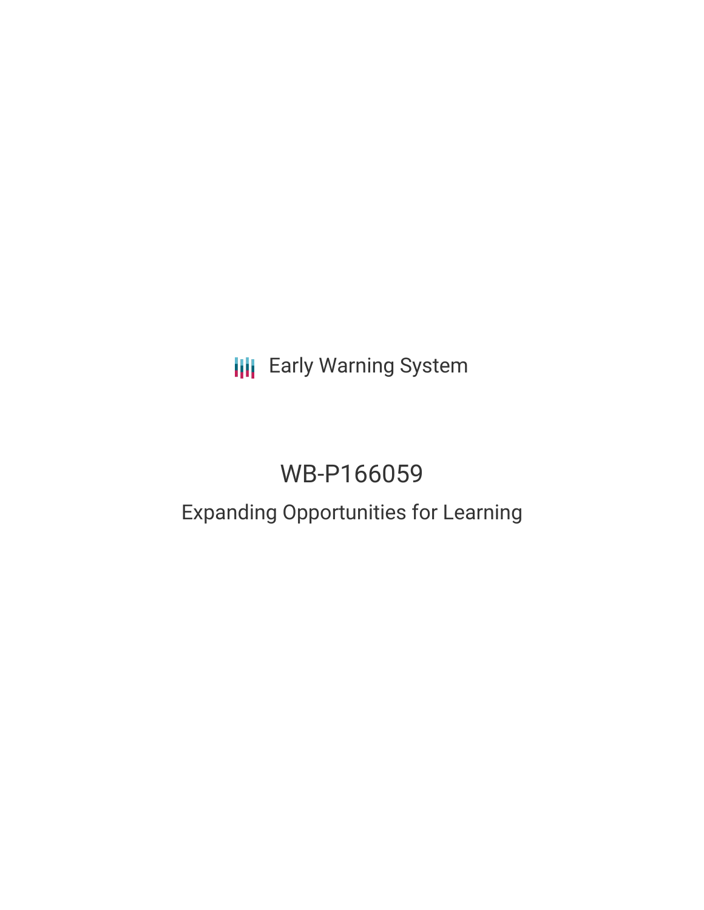Early Warning System

# WB-P166059

## Expanding Opportunities for Learning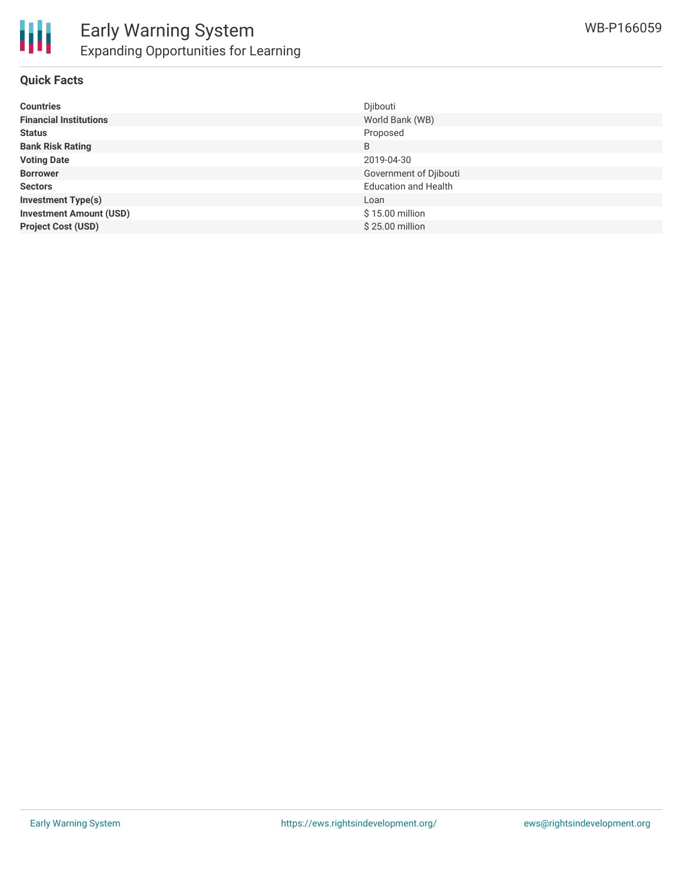## Quick Facts

| | |
|---|---|
| **Countries** | Djibouti |
| **Financial Institutions** | World Bank (WB) |
| **Status** | Proposed |
| **Bank Risk Rating** | B |
| **Voting Date** | 2019-04-30 |
| **Borrower** | Government of Djibouti |
| **Sectors** | Education and Health |
| **Investment Type(s)** | Loan |
| **Investment Amount (USD)** | $ 15.00 million |
| **Project Cost (USD)** | $ 25.00 million |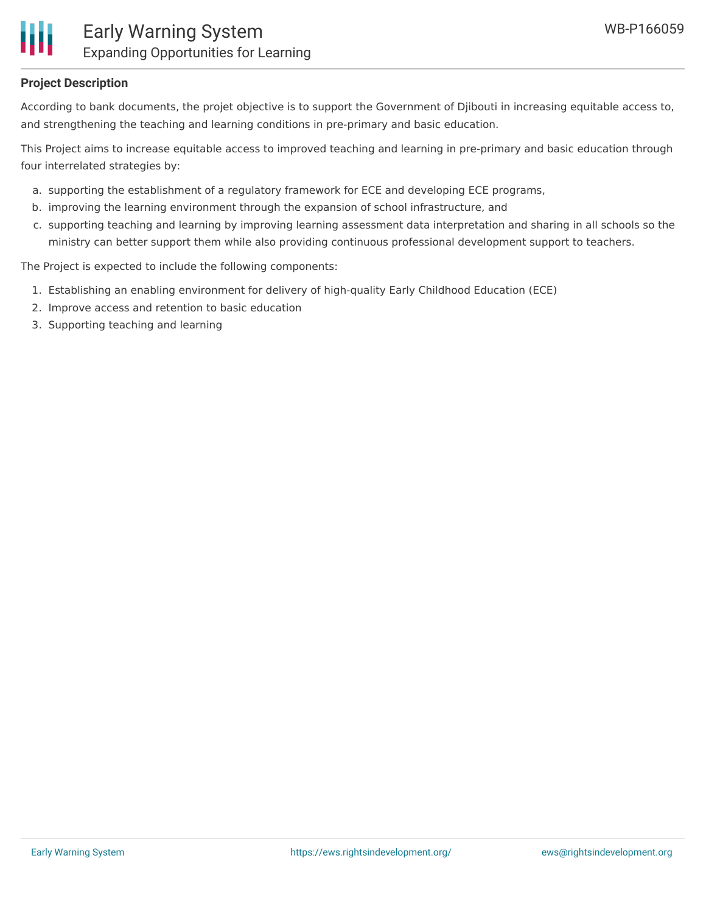**Project Description**

According to bank documents, the projet objective is to support the Government of Djibouti in increasing equitable access to, and strengthening the teaching and learning conditions in pre-primary and basic education.

This Project aims to increase equitable access to improved teaching and learning in pre-primary and basic education through four interrelated strategies by:

a. supporting the establishment of a regulatory framework for ECE and developing ECE programs,
b. improving the learning environment through the expansion of school infrastructure, and
c. supporting teaching and learning by improving learning assessment data interpretation and sharing in all schools so the ministry can better support them while also providing continuous professional development support to teachers.

The Project is expected to include the following components:

1. Establishing an enabling environment for delivery of high-quality Early Childhood Education (ECE)
2. Improve access and retention to basic education
3. Supporting teaching and learning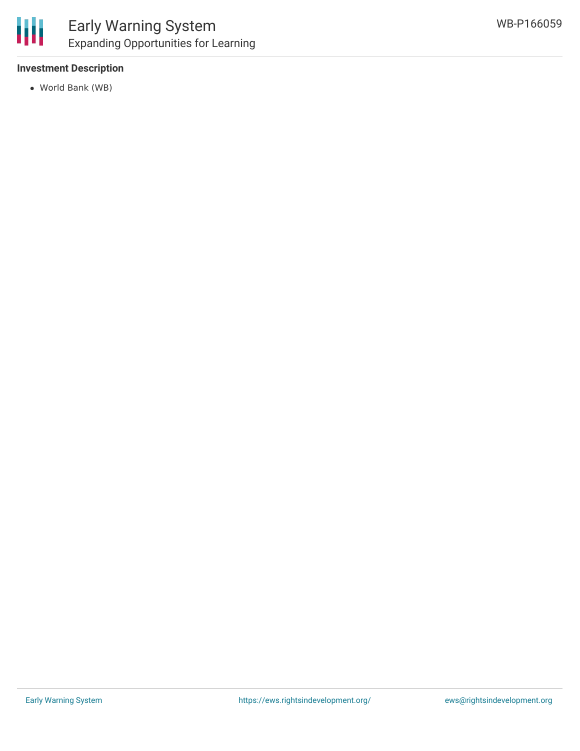**Investment Description**

- World Bank (WB)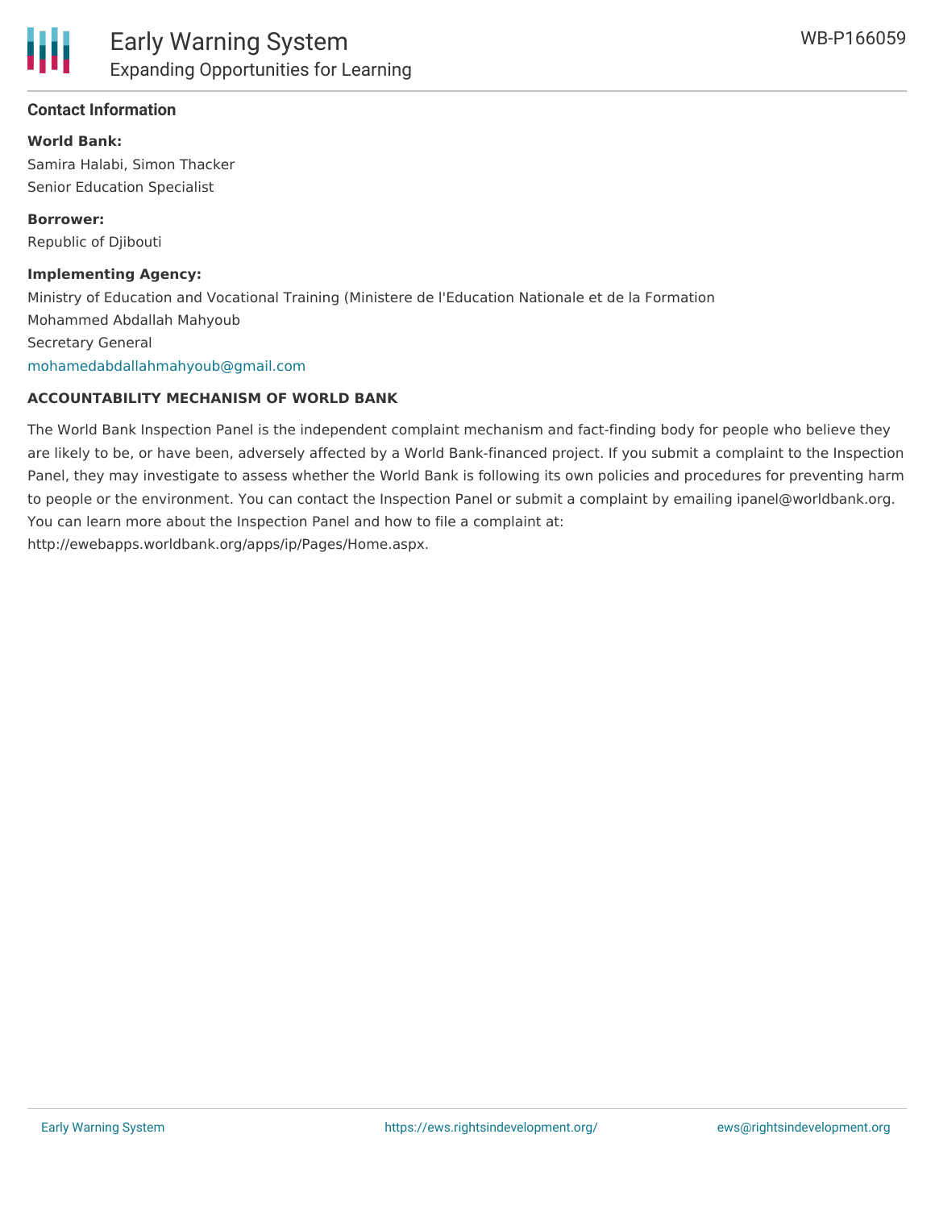## Contact Information

**World Bank:**

Samira Halabi, Simon Thacker
Senior Education Specialist

**Borrower:**

Republic of Djibouti

**Implementing Agency:**

Ministry of Education and Vocational Training (Ministere de l'Education Nationale et de la Formation
Mohammed Abdallah Mahyoub
Secretary General
mohamedabdallahmahyoub@gmail.com

### ACCOUNTABILITY MECHANISM OF WORLD BANK

The World Bank Inspection Panel is the independent complaint mechanism and fact-finding body for people who believe they are likely to be, or have been, adversely affected by a World Bank-financed project. If you submit a complaint to the Inspection Panel, they may investigate to assess whether the World Bank is following its own policies and procedures for preventing harm to people or the environment. You can contact the Inspection Panel or submit a complaint by emailing ipanel@worldbank.org. You can learn more about the Inspection Panel and how to file a complaint at: http://ewebapps.worldbank.org/apps/ip/Pages/Home.aspx.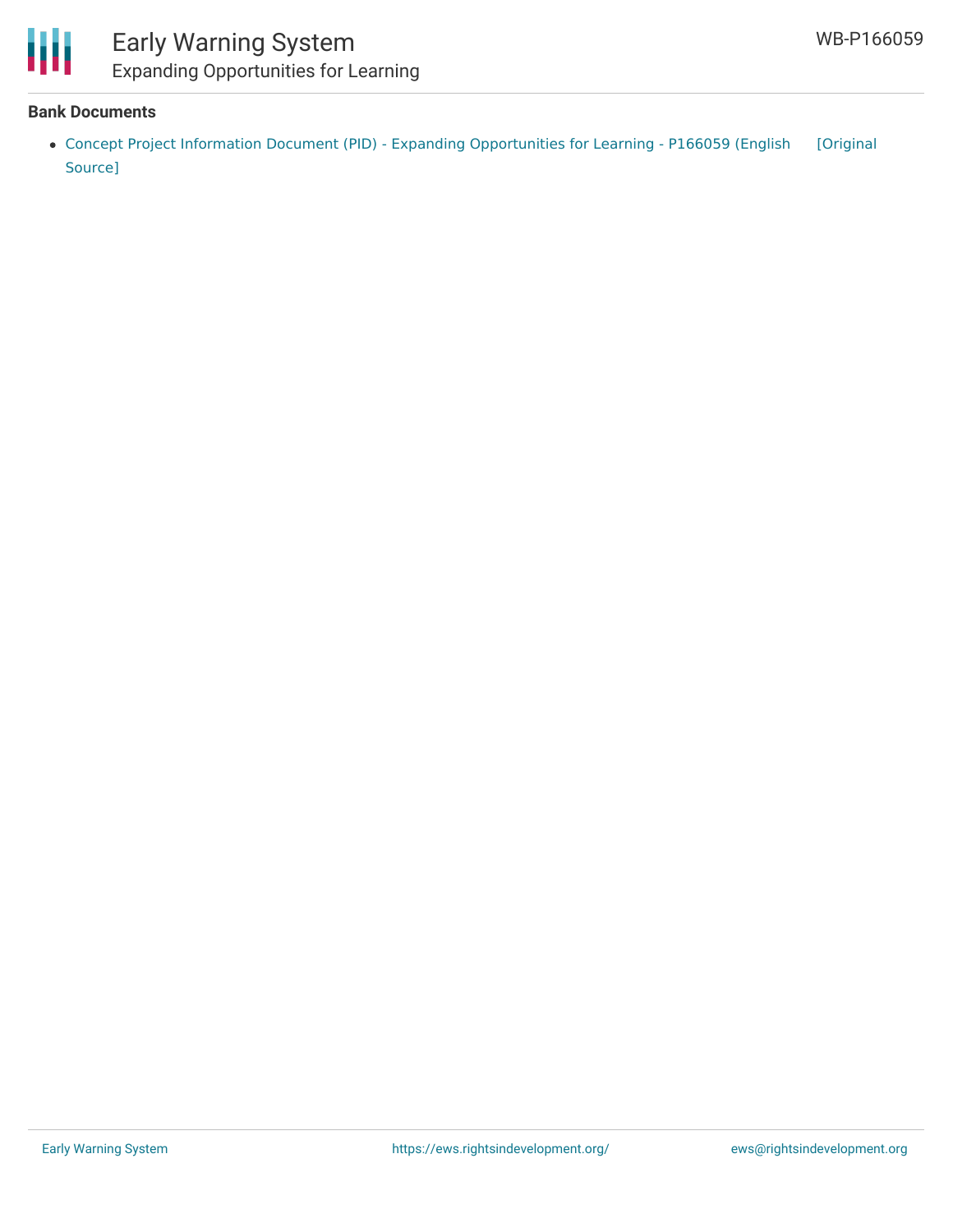**Bank Documents**

- Concept Project Information Document (PID) - Expanding Opportunities for Learning - P166059 (English [Original Source]